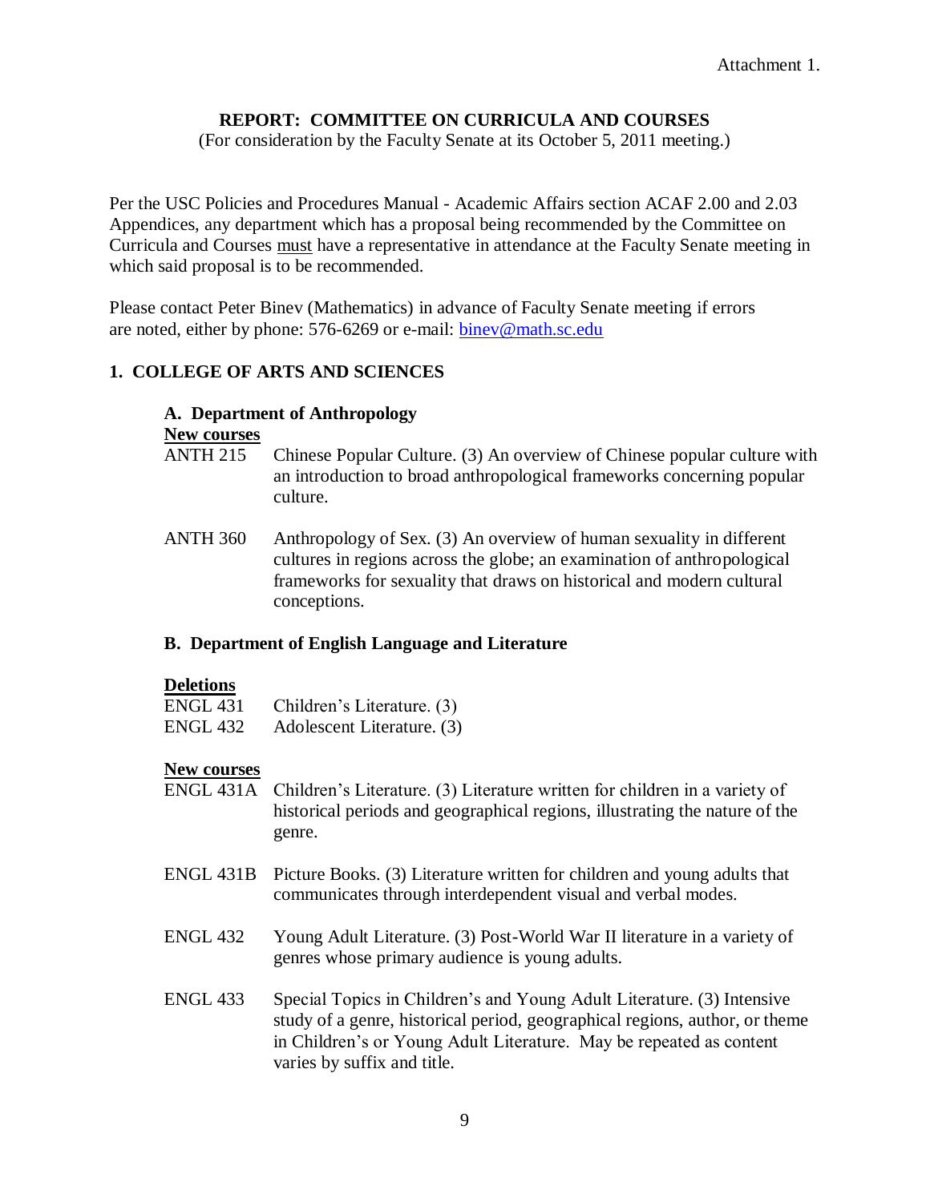Attachment 1.

**REPORT: COMMITTEE ON CURRICULA AND COURSES**

(For consideration by the Faculty Senate at its October 5, 2011 meeting.)

Per the USC Policies and Procedures Manual - Academic Affairs section ACAF 2.00 and 2.03 Appendices, any department which has a proposal being recommended by the Committee on Curricula and Courses must have a representative in attendance at the Faculty Senate meeting in which said proposal is to be recommended.

Please contact Peter Binev (Mathematics) in advance of Faculty Senate meeting if errors are noted, either by phone: 576-6269 or e-mail: binev@math.sc.edu

## 1. COLLEGE OF ARTS AND SCIENCES

### A. Department of Anthropology

**New courses**

ANTH 215 Chinese Popular Culture. (3) An overview of Chinese popular culture with an introduction to broad anthropological frameworks concerning popular culture.

ANTH 360 Anthropology of Sex. (3) An overview of human sexuality in different cultures in regions across the globe; an examination of anthropological frameworks for sexuality that draws on historical and modern cultural conceptions.

### B. Department of English Language and Literature

**Deletions**

ENGL 431 Children's Literature. (3)
ENGL 432 Adolescent Literature. (3)

**New courses**

ENGL 431A Children's Literature. (3) Literature written for children in a variety of historical periods and geographical regions, illustrating the nature of the genre.

ENGL 431B Picture Books. (3) Literature written for children and young adults that communicates through interdependent visual and verbal modes.

ENGL 432 Young Adult Literature. (3) Post-World War II literature in a variety of genres whose primary audience is young adults.

ENGL 433 Special Topics in Children's and Young Adult Literature. (3) Intensive study of a genre, historical period, geographical regions, author, or theme in Children's or Young Adult Literature. May be repeated as content varies by suffix and title.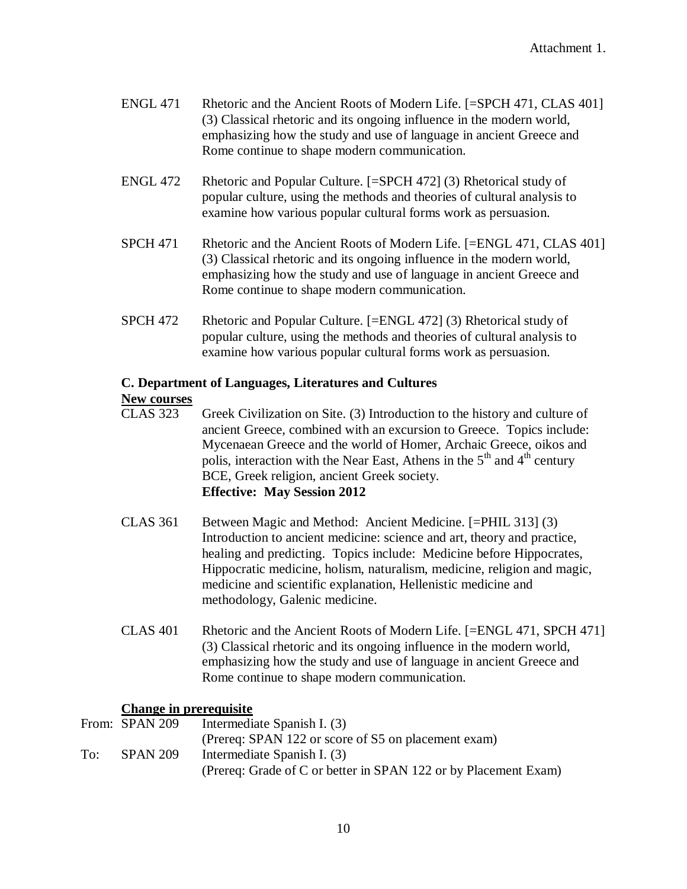Attachment 1.

ENGL 471 Rhetoric and the Ancient Roots of Modern Life. [=SPCH 471, CLAS 401] (3) Classical rhetoric and its ongoing influence in the modern world, emphasizing how the study and use of language in ancient Greece and Rome continue to shape modern communication.

ENGL 472 Rhetoric and Popular Culture. [=SPCH 472] (3) Rhetorical study of popular culture, using the methods and theories of cultural analysis to examine how various popular cultural forms work as persuasion.

SPCH 471 Rhetoric and the Ancient Roots of Modern Life. [=ENGL 471, CLAS 401] (3) Classical rhetoric and its ongoing influence in the modern world, emphasizing how the study and use of language in ancient Greece and Rome continue to shape modern communication.

SPCH 472 Rhetoric and Popular Culture. [=ENGL 472] (3) Rhetorical study of popular culture, using the methods and theories of cultural analysis to examine how various popular cultural forms work as persuasion.

### C. Department of Languages, Literatures and Cultures

**New courses**

CLAS 323 Greek Civilization on Site. (3) Introduction to the history and culture of ancient Greece, combined with an excursion to Greece. Topics include: Mycenaean Greece and the world of Homer, Archaic Greece, oikos and polis, interaction with the Near East, Athens in the 5th and 4th century BCE, Greek religion, ancient Greek society.
**Effective: May Session 2012**

CLAS 361 Between Magic and Method: Ancient Medicine. [=PHIL 313] (3) Introduction to ancient medicine: science and art, theory and practice, healing and predicting. Topics include: Medicine before Hippocrates, Hippocratic medicine, holism, naturalism, medicine, religion and magic, medicine and scientific explanation, Hellenistic medicine and methodology, Galenic medicine.

CLAS 401 Rhetoric and the Ancient Roots of Modern Life. [=ENGL 471, SPCH 471] (3) Classical rhetoric and its ongoing influence in the modern world, emphasizing how the study and use of language in ancient Greece and Rome continue to shape modern communication.

**Change in prerequisite**

From: SPAN 209 Intermediate Spanish I. (3)
(Prereq: SPAN 122 or score of S5 on placement exam)

To: SPAN 209 Intermediate Spanish I. (3)
(Prereq: Grade of C or better in SPAN 122 or by Placement Exam)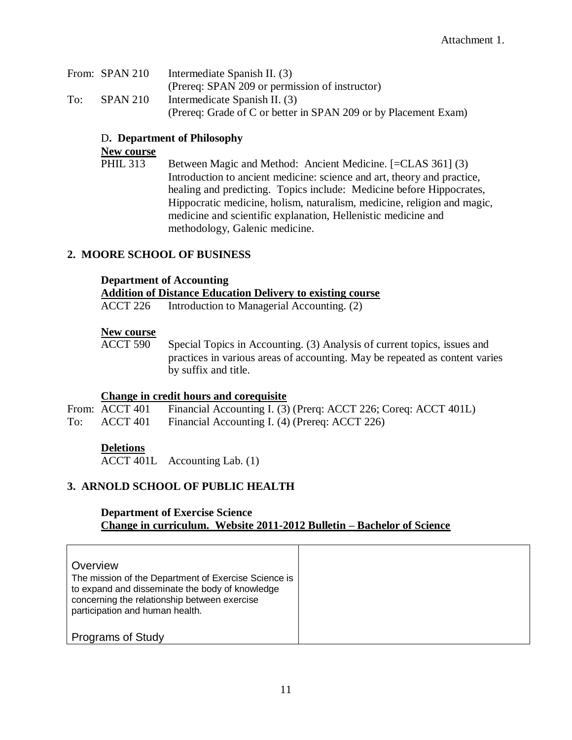Attachment 1.

From: SPAN 210 Intermediate Spanish II. (3)
(Prereq: SPAN 209 or permission of instructor)
To: SPAN 210 Intermedicate Spanish II. (3)
(Prereq: Grade of C or better in SPAN 209 or by Placement Exam)

### D. Department of Philosophy

**New course**

PHIL 313 Between Magic and Method: Ancient Medicine. [=CLAS 361] (3) Introduction to ancient medicine: science and art, theory and practice, healing and predicting. Topics include: Medicine before Hippocrates, Hippocratic medicine, holism, naturalism, medicine, religion and magic, medicine and scientific explanation, Hellenistic medicine and methodology, Galenic medicine.

## 2. MOORE SCHOOL OF BUSINESS

### Department of Accounting

**Addition of Distance Education Delivery to existing course**

ACCT 226 Introduction to Managerial Accounting. (2)

**New course**

ACCT 590 Special Topics in Accounting. (3) Analysis of current topics, issues and practices in various areas of accounting. May be repeated as content varies by suffix and title.

**Change in credit hours and corequisite**

From: ACCT 401 Financial Accounting I. (3) (Prerq: ACCT 226; Coreq: ACCT 401L)
To: ACCT 401 Financial Accounting I. (4) (Prereq: ACCT 226)

**Deletions**

ACCT 401L Accounting Lab. (1)

## 3. ARNOLD SCHOOL OF PUBLIC HEALTH

### Department of Exercise Science

**Change in curriculum. Website 2011-2012 Bulletin – Bachelor of Science**

| | |
|---|---|
| Overview<br>The mission of the Department of Exercise Science is to expand and disseminate the body of knowledge concerning the relationship between exercise participation and human health.<br><br>Programs of Study | |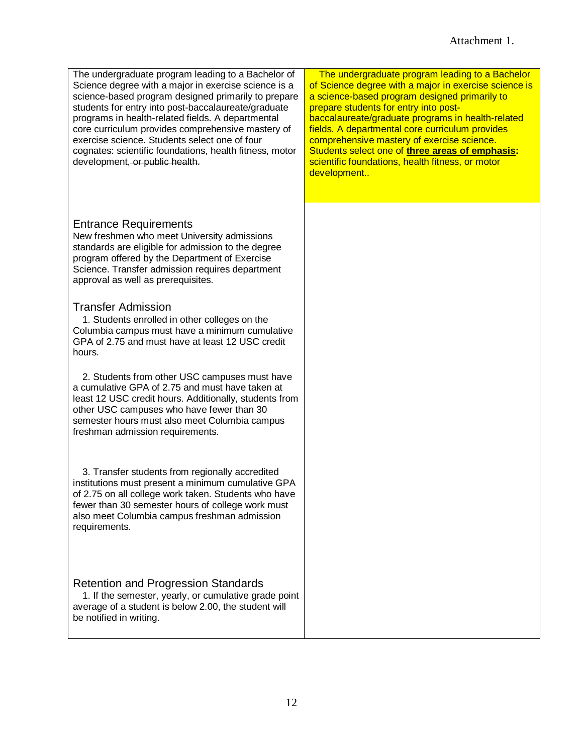Attachment 1.

| | |
|---|---|
| The undergraduate program leading to a Bachelor of Science degree with a major in exercise science is a science-based program designed primarily to prepare students for entry into post-baccalaureate/graduate programs in health-related fields. A departmental core curriculum provides comprehensive mastery of exercise science. Students select one of four ~~cognates:~~ scientific foundations, health fitness, motor development, ~~or public health.~~ | The undergraduate program leading to a Bachelor of Science degree with a major in exercise science is a science-based program designed primarily to prepare students for entry into post-baccalaureate/graduate programs in health-related fields. A departmental core curriculum provides comprehensive mastery of exercise science. Students select one of **three areas of emphasis:** scientific foundations, health fitness, or motor development.. |
| **Entrance Requirements**<br>New freshmen who meet University admissions standards are eligible for admission to the degree program offered by the Department of Exercise Science. Transfer admission requires department approval as well as prerequisites.<br><br>**Transfer Admission**<br>1. Students enrolled in other colleges on the Columbia campus must have a minimum cumulative GPA of 2.75 and must have at least 12 USC credit hours.<br><br>2. Students from other USC campuses must have a cumulative GPA of 2.75 and must have taken at least 12 USC credit hours. Additionally, students from other USC campuses who have fewer than 30 semester hours must also meet Columbia campus freshman admission requirements.<br><br>3. Transfer students from regionally accredited institutions must present a minimum cumulative GPA of 2.75 on all college work taken. Students who have fewer than 30 semester hours of college work must also meet Columbia campus freshman admission requirements.<br><br>**Retention and Progression Standards**<br>1. If the semester, yearly, or cumulative grade point average of a student is below 2.00, the student will be notified in writing. | |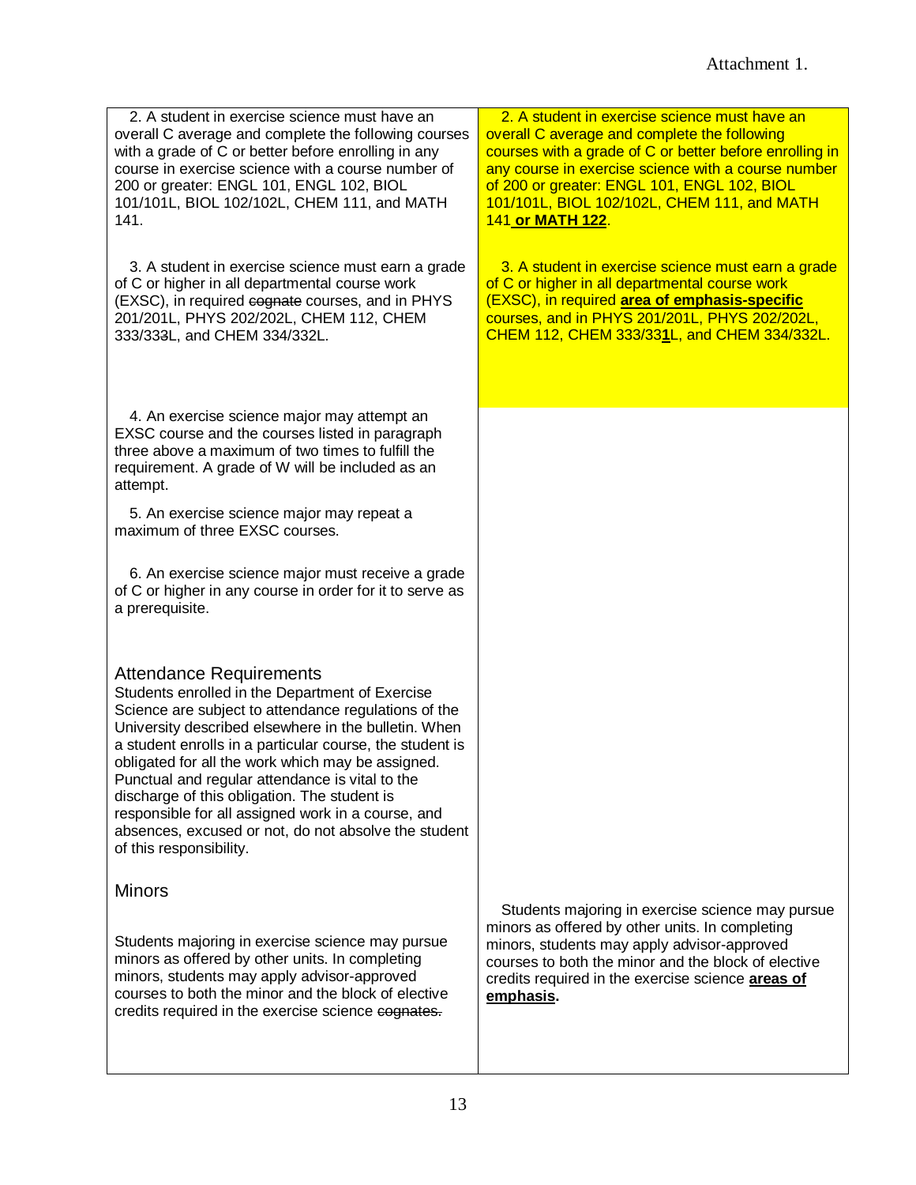Attachment 1.

| Current | Proposed |
|---|---|
| 2. A student in exercise science must have an overall C average and complete the following courses with a grade of C or better before enrolling in any course in exercise science with a course number of 200 or greater: ENGL 101, ENGL 102, BIOL 101/101L, BIOL 102/102L, CHEM 111, and MATH 141. | 2. A student in exercise science must have an overall C average and complete the following courses with a grade of C or better before enrolling in any course in exercise science with a course number of 200 or greater: ENGL 101, ENGL 102, BIOL 101/101L, BIOL 102/102L, CHEM 111, and MATH 141 **or MATH 122**. |
| 3. A student in exercise science must earn a grade of C or higher in all departmental course work (EXSC), in required ~~cognate~~ courses, and in PHYS 201/201L, PHYS 202/202L, CHEM 112, CHEM 333/33~~3~~L, and CHEM 334/332L. | 3. A student in exercise science must earn a grade of C or higher in all departmental course work (EXSC), in required **area of emphasis-specific** courses, and in PHYS 201/201L, PHYS 202/202L, CHEM 112, CHEM 333/33**1**L, and CHEM 334/332L. |
| 4. An exercise science major may attempt an EXSC course and the courses listed in paragraph three above a maximum of two times to fulfill the requirement. A grade of W will be included as an attempt. | |
| 5. An exercise science major may repeat a maximum of three EXSC courses. | |
| 6. An exercise science major must receive a grade of C or higher in any course in order for it to serve as a prerequisite. | |
| **Attendance Requirements**<br>Students enrolled in the Department of Exercise Science are subject to attendance regulations of the University described elsewhere in the bulletin. When a student enrolls in a particular course, the student is obligated for all the work which may be assigned. Punctual and regular attendance is vital to the discharge of this obligation. The student is responsible for all assigned work in a course, and absences, excused or not, do not absolve the student of this responsibility. | |
| **Minors**<br>Students majoring in exercise science may pursue minors as offered by other units. In completing minors, students may apply advisor-approved courses to both the minor and the block of elective credits required in the exercise science ~~cognates.~~ | Students majoring in exercise science may pursue minors as offered by other units. In completing minors, students may apply advisor-approved courses to both the minor and the block of elective credits required in the exercise science **areas of emphasis.** |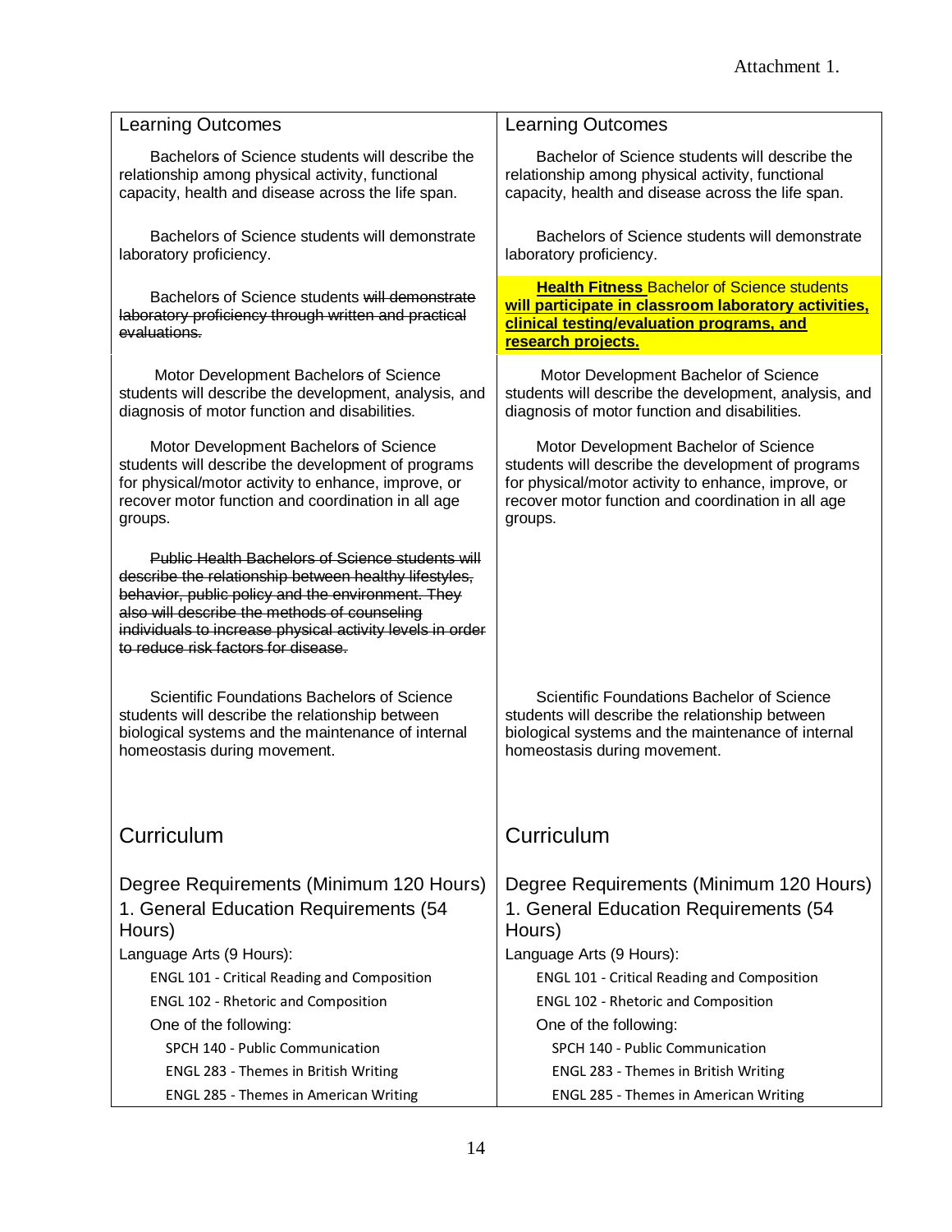Attachment 1.

| Learning Outcomes | Learning Outcomes |
|---|---|
| Bachelor~~s~~ of Science students will describe the relationship among physical activity, functional capacity, health and disease across the life span. | Bachelor of Science students will describe the relationship among physical activity, functional capacity, health and disease across the life span. |
| Bachelors of Science students will demonstrate laboratory proficiency. | Bachelors of Science students will demonstrate laboratory proficiency. |
| Bachelor~~s~~ of Science students ~~will demonstrate laboratory proficiency through written and practical evaluations.~~ | **<u>Health Fitness</u>** Bachelor of Science students **<u>will participate in classroom laboratory activities, clinical testing/evaluation programs, and research projects.</u>** |
| Motor Development Bachelor~~s~~ of Science students will describe the development, analysis, and diagnosis of motor function and disabilities. | Motor Development Bachelor of Science students will describe the development, analysis, and diagnosis of motor function and disabilities. |
| Motor Development Bachelor~~s~~ of Science students will describe the development of programs for physical/motor activity to enhance, improve, or recover motor function and coordination in all age groups. | Motor Development Bachelor of Science students will describe the development of programs for physical/motor activity to enhance, improve, or recover motor function and coordination in all age groups. |
| ~~Public Health Bachelors of Science students will describe the relationship between healthy lifestyles, behavior, public policy and the environment. They also will describe the methods of counseling individuals to increase physical activity levels in order to reduce risk factors for disease.~~ | |
| Scientific Foundations Bachelor~~s~~ of Science students will describe the relationship between biological systems and the maintenance of internal homeostasis during movement. | Scientific Foundations Bachelor of Science students will describe the relationship between biological systems and the maintenance of internal homeostasis during movement. |
| **Curriculum** | **Curriculum** |
| Degree Requirements (Minimum 120 Hours) | Degree Requirements (Minimum 120 Hours) |
| 1. General Education Requirements (54 Hours) | 1. General Education Requirements (54 Hours) |
| Language Arts (9 Hours): | Language Arts (9 Hours): |
| ENGL 101 - Critical Reading and Composition | ENGL 101 - Critical Reading and Composition |
| ENGL 102 - Rhetoric and Composition | ENGL 102 - Rhetoric and Composition |
| One of the following: | One of the following: |
| SPCH 140 - Public Communication | SPCH 140 - Public Communication |
| ENGL 283 - Themes in British Writing | ENGL 283 - Themes in British Writing |
| ENGL 285 - Themes in American Writing | ENGL 285 - Themes in American Writing |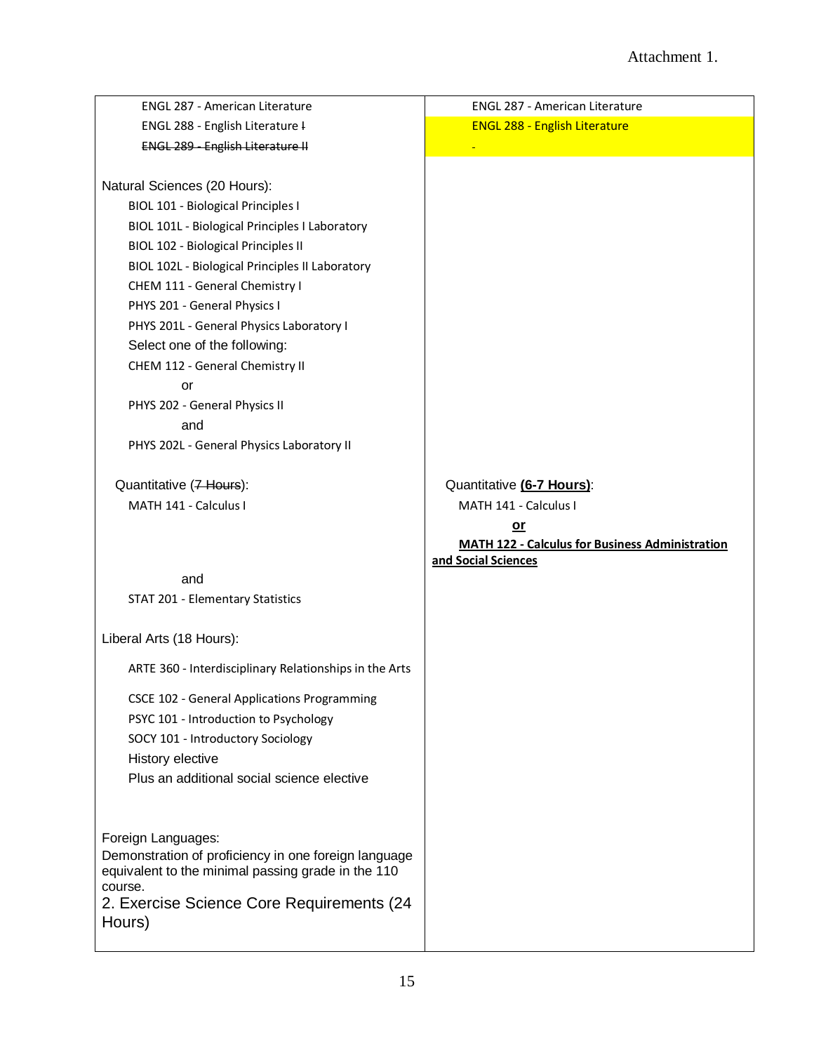Attachment 1.

| | |
|---|---|
| ENGL 287 - American Literature<br>ENGL 288 - English Literature ~~I~~<br>~~ENGL 289 - English Literature II~~ | ENGL 287 - American Literature<br>ENGL 288 - English Literature |
| Natural Sciences (20 Hours):<br>BIOL 101 - Biological Principles I<br>BIOL 101L - Biological Principles I Laboratory<br>BIOL 102 - Biological Principles II<br>BIOL 102L - Biological Principles II Laboratory<br>CHEM 111 - General Chemistry I<br>PHYS 201 - General Physics I<br>PHYS 201L - General Physics Laboratory I<br>Select one of the following:<br>CHEM 112 - General Chemistry II<br>or<br>PHYS 202 - General Physics II<br>and<br>PHYS 202L - General Physics Laboratory II | |
| Quantitative (~~7 Hours~~):<br>MATH 141 - Calculus I<br><br>and<br>STAT 201 - Elementary Statistics | Quantitative **(6-7 Hours)**:<br>MATH 141 - Calculus I<br>**or**<br>**MATH 122 - Calculus for Business Administration and Social Sciences** |
| Liberal Arts (18 Hours):<br>ARTE 360 - Interdisciplinary Relationships in the Arts<br>CSCE 102 - General Applications Programming<br>PSYC 101 - Introduction to Psychology<br>SOCY 101 - Introductory Sociology<br>History elective<br>Plus an additional social science elective | |
| Foreign Languages:<br>Demonstration of proficiency in one foreign language equivalent to the minimal passing grade in the 110 course.<br>2. Exercise Science Core Requirements (24 Hours) | |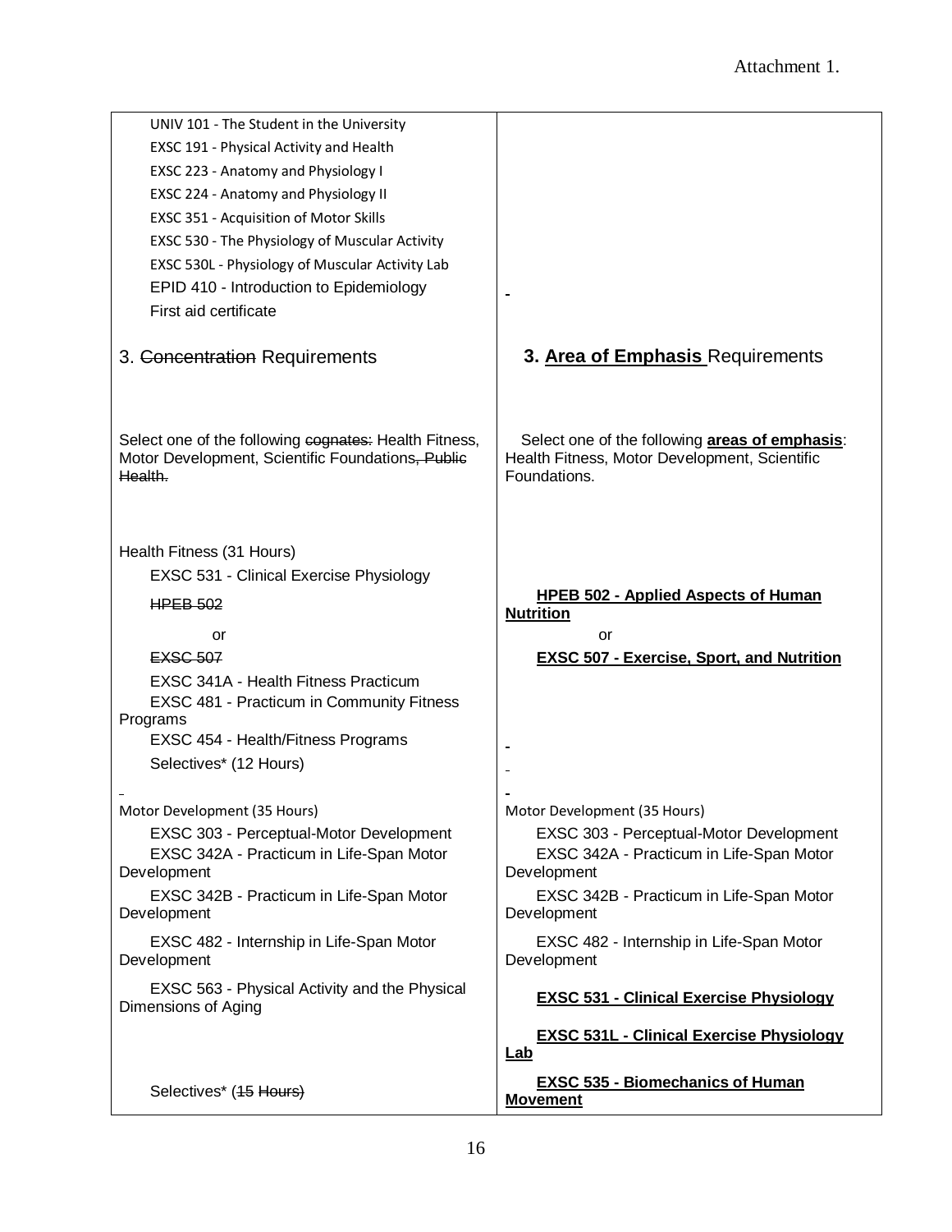Attachment 1.

| | |
|---|---|
| UNIV 101 - The Student in the University<br>EXSC 191 - Physical Activity and Health<br>EXSC 223 - Anatomy and Physiology I<br>EXSC 224 - Anatomy and Physiology II<br>EXSC 351 - Acquisition of Motor Skills<br>EXSC 530 - The Physiology of Muscular Activity<br>EXSC 530L - Physiology of Muscular Activity Lab<br>EPID 410 - Introduction to Epidemiology<br>First aid certificate | |
| 3. ~~Concentration~~ Requirements | **3. <u>Area of Emphasis</u> Requirements** |
| Select one of the following ~~cognates:~~ Health Fitness, Motor Development, Scientific Foundations~~, Public Health.~~ | Select one of the following **<u>areas of emphasis</u>**: Health Fitness, Motor Development, Scientific Foundations. |
| Health Fitness (31 Hours)<br>EXSC 531 - Clinical Exercise Physiology<br>~~HPEB 502~~<br>or<br>~~EXSC 507~~<br>EXSC 341A - Health Fitness Practicum<br>EXSC 481 - Practicum in Community Fitness Programs<br>EXSC 454 - Health/Fitness Programs<br>Selectives* (12 Hours) | **<u>HPEB 502 - Applied Aspects of Human Nutrition</u>**<br>or<br>**<u>EXSC 507 - Exercise, Sport, and Nutrition</u>** |
| Motor Development (35 Hours)<br>EXSC 303 - Perceptual-Motor Development<br>EXSC 342A - Practicum in Life-Span Motor Development<br>EXSC 342B - Practicum in Life-Span Motor Development<br>EXSC 482 - Internship in Life-Span Motor Development<br>EXSC 563 - Physical Activity and the Physical Dimensions of Aging<br>Selectives* (~~15 Hours)~~ | Motor Development (35 Hours)<br>EXSC 303 - Perceptual-Motor Development<br>EXSC 342A - Practicum in Life-Span Motor Development<br>EXSC 342B - Practicum in Life-Span Motor Development<br>EXSC 482 - Internship in Life-Span Motor Development<br>**<u>EXSC 531 - Clinical Exercise Physiology</u>**<br>**<u>EXSC 531L - Clinical Exercise Physiology Lab</u>**<br>**<u>EXSC 535 - Biomechanics of Human Movement</u>** |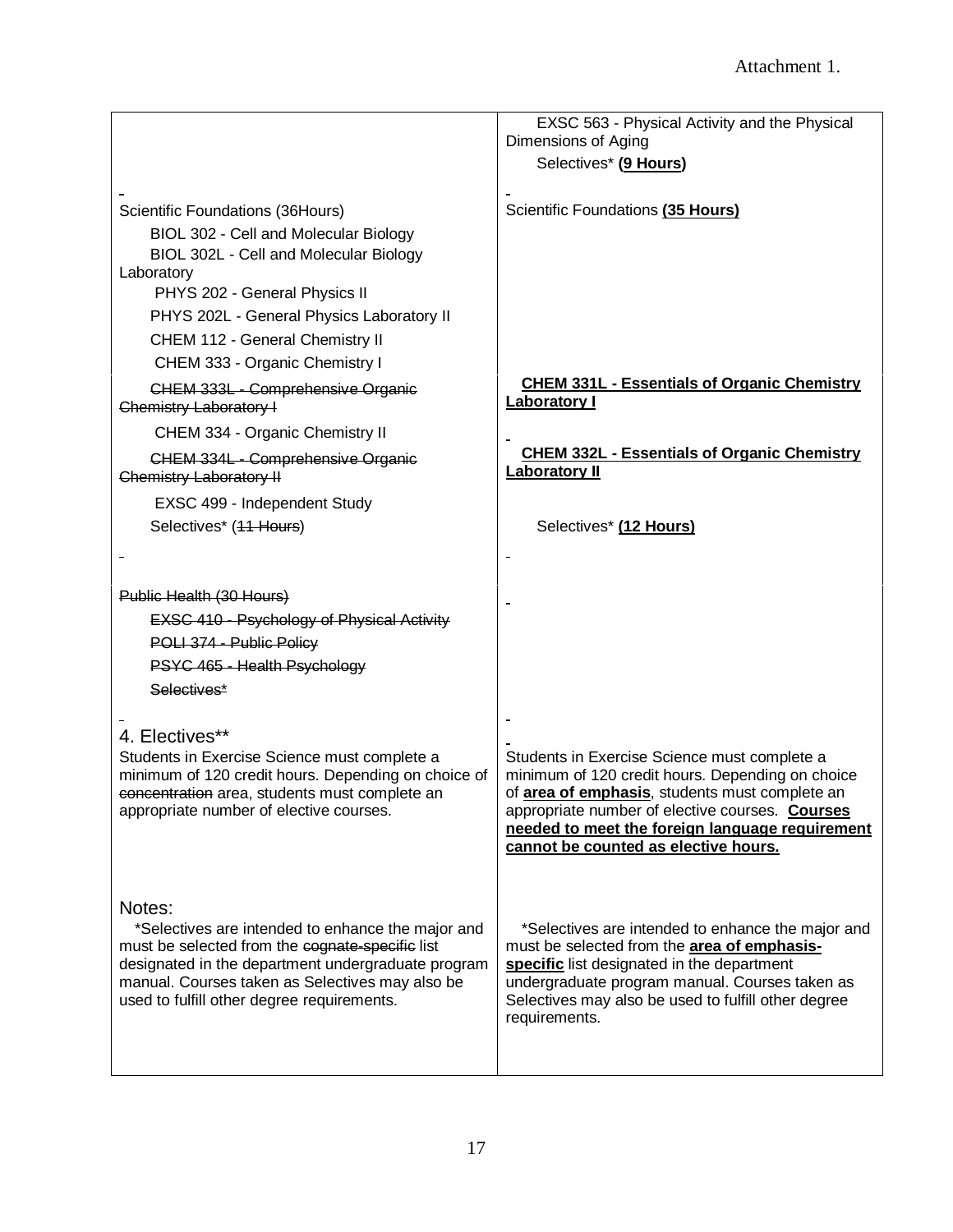Attachment 1.

| | |
|---|---|
| | EXSC 563 - Physical Activity and the Physical Dimensions of Aging<br>Selectives* **(9 Hours)** |
| Scientific Foundations (36Hours)<br>BIOL 302 - Cell and Molecular Biology<br>BIOL 302L - Cell and Molecular Biology Laboratory<br>PHYS 202 - General Physics II<br>PHYS 202L - General Physics Laboratory II<br>CHEM 112 - General Chemistry II<br>CHEM 333 - Organic Chemistry I<br>~~CHEM 333L - Comprehensive Organic Chemistry Laboratory I~~<br>CHEM 334 - Organic Chemistry II<br>~~CHEM 334L - Comprehensive Organic Chemistry Laboratory II~~<br>EXSC 499 - Independent Study<br>Selectives* (~~11 Hours~~) | Scientific Foundations **(35 Hours)**<br>**CHEM 331L - Essentials of Organic Chemistry Laboratory I**<br>**CHEM 332L - Essentials of Organic Chemistry Laboratory II**<br>Selectives* **(12 Hours)** |
| ~~Public Health (30 Hours)~~<br>~~EXSC 410 - Psychology of Physical Activity~~<br>~~POLI 374 - Public Policy~~<br>~~PSYC 465 - Health Psychology~~<br>~~Selectives*~~ | |
| 4. Electives**<br>Students in Exercise Science must complete a minimum of 120 credit hours. Depending on choice of ~~concentration~~ area, students must complete an appropriate number of elective courses. | Students in Exercise Science must complete a minimum of 120 credit hours. Depending on choice of **area of emphasis**, students must complete an appropriate number of elective courses. **Courses needed to meet the foreign language requirement cannot be counted as elective hours.** |
| Notes:<br>*Selectives are intended to enhance the major and must be selected from the ~~cognate-specific~~ list designated in the department undergraduate program manual. Courses taken as Selectives may also be used to fulfill other degree requirements. | *Selectives are intended to enhance the major and must be selected from the **area of emphasis-specific** list designated in the department undergraduate program manual. Courses taken as Selectives may also be used to fulfill other degree requirements. |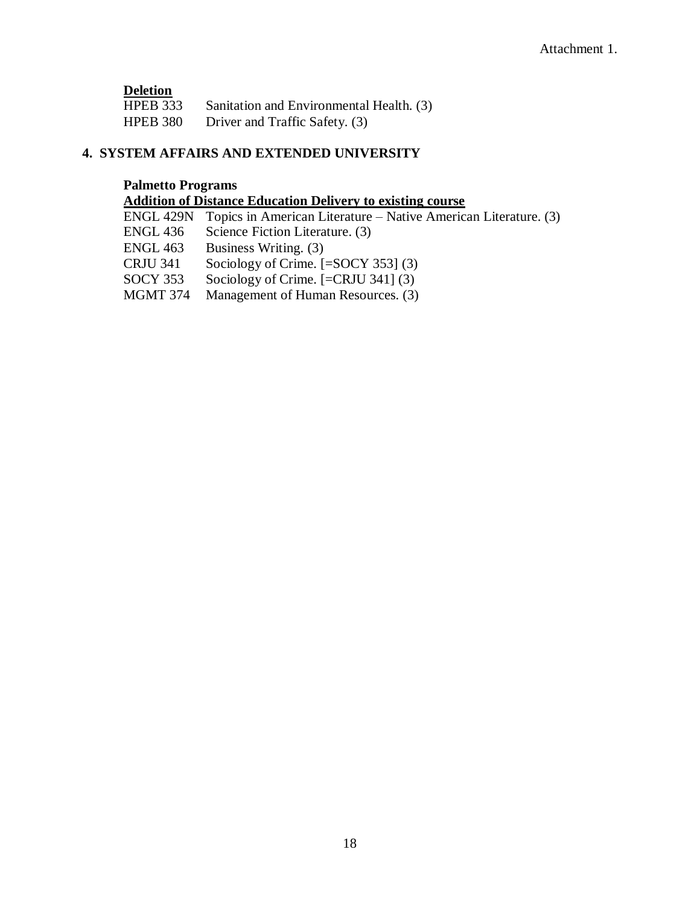Attachment 1.

**Deletion**

HPEB 333 Sanitation and Environmental Health. (3)
HPEB 380 Driver and Traffic Safety. (3)

## 4. SYSTEM AFFAIRS AND EXTENDED UNIVERSITY

**Palmetto Programs**

**Addition of Distance Education Delivery to existing course**

ENGL 429N Topics in American Literature – Native American Literature. (3)
ENGL 436 Science Fiction Literature. (3)
ENGL 463 Business Writing. (3)
CRJU 341 Sociology of Crime. [=SOCY 353] (3)
SOCY 353 Sociology of Crime. [=CRJU 341] (3)
MGMT 374 Management of Human Resources. (3)